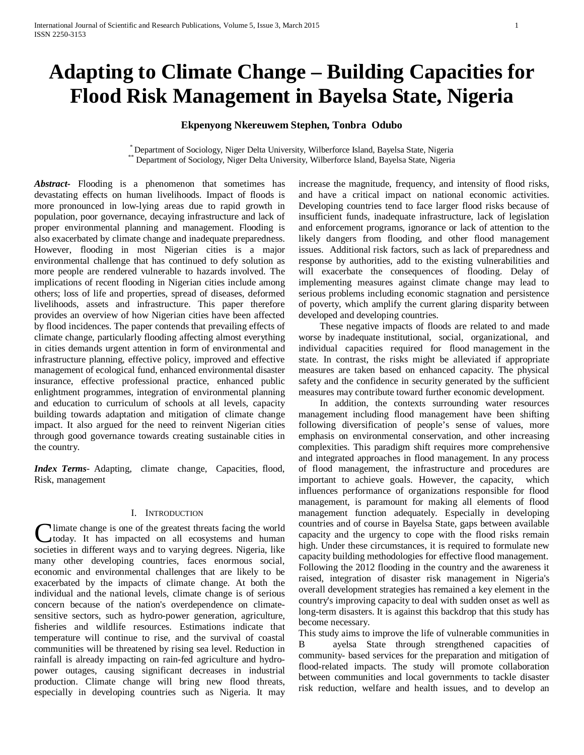# Adapting to Climate Change – Building Capacities for Flood Risk Management in Bayelsa State, Nigeria

**Ekpenyong Nkereuwem Stephen, Tonbra Odubo**

[*] Department of Sociology, Niger Delta University, Wilberforce Island, Bayelsa State, Nigeria
[**] Department of Sociology, Niger Delta University, Wilberforce Island, Bayelsa State, Nigeria

***Abstract***- Flooding is a phenomenon that sometimes has devastating effects on human livelihoods. Impact of floods is more pronounced in low-lying areas due to rapid growth in population, poor governance, decaying infrastructure and lack of proper environmental planning and management. Flooding is also exacerbated by climate change and inadequate preparedness. However, flooding in most Nigerian cities is a major environmental challenge that has continued to defy solution as more people are rendered vulnerable to hazards involved. The implications of recent flooding in Nigerian cities include among others; loss of life and properties, spread of diseases, deformed livelihoods, assets and infrastructure. This paper therefore provides an overview of how Nigerian cities have been affected by flood incidences. The paper contends that prevailing effects of climate change, particularly flooding affecting almost everything in cities demands urgent attention in form of environmental and infrastructure planning, effective policy, improved and effective management of ecological fund, enhanced environmental disaster insurance, effective professional practice, enhanced public enlightment programmes, integration of environmental planning and education to curriculum of schools at all levels, capacity building towards adaptation and mitigation of climate change impact. It also argued for the need to reinvent Nigerian cities through good governance towards creating sustainable cities in the country.

***Index Terms***- Adapting, climate change, Capacities, flood, Risk, management

## I. Introduction

Climate change is one of the greatest threats facing the world today. It has impacted on all ecosystems and human societies in different ways and to varying degrees. Nigeria, like many other developing countries, faces enormous social, economic and environmental challenges that are likely to be exacerbated by the impacts of climate change. At both the individual and the national levels, climate change is of serious concern because of the nation's overdependence on climate-sensitive sectors, such as hydro-power generation, agriculture, fisheries and wildlife resources. Estimations indicate that temperature will continue to rise, and the survival of coastal communities will be threatened by rising sea level. Reduction in rainfall is already impacting on rain-fed agriculture and hydro-power outages, causing significant decreases in industrial production. Climate change will bring new flood threats, especially in developing countries such as Nigeria. It may increase the magnitude, frequency, and intensity of flood risks, and have a critical impact on national economic activities. Developing countries tend to face larger flood risks because of insufficient funds, inadequate infrastructure, lack of legislation and enforcement programs, ignorance or lack of attention to the likely dangers from flooding, and other flood management issues. Additional risk factors, such as lack of preparedness and response by authorities, add to the existing vulnerabilities and will exacerbate the consequences of flooding. Delay of implementing measures against climate change may lead to serious problems including economic stagnation and persistence of poverty, which amplify the current glaring disparity between developed and developing countries.

These negative impacts of floods are related to and made worse by inadequate institutional, social, organizational, and individual capacities required for flood management in the state. In contrast, the risks might be alleviated if appropriate measures are taken based on enhanced capacity. The physical safety and the confidence in security generated by the sufficient measures may contribute toward further economic development.

In addition, the contexts surrounding water resources management including flood management have been shifting following diversification of people's sense of values, more emphasis on environmental conservation, and other increasing complexities. This paradigm shift requires more comprehensive and integrated approaches in flood management. In any process of flood management, the infrastructure and procedures are important to achieve goals. However, the capacity, which influences performance of organizations responsible for flood management, is paramount for making all elements of flood management function adequately. Especially in developing countries and of course in Bayelsa State, gaps between available capacity and the urgency to cope with the flood risks remain high. Under these circumstances, it is required to formulate new capacity building methodologies for effective flood management. Following the 2012 flooding in the country and the awareness it raised, integration of disaster risk management in Nigeria's overall development strategies has remained a key element in the country's improving capacity to deal with sudden onset as well as long-term disasters. It is against this backdrop that this study has become necessary.

This study aims to improve the life of vulnerable communities in B ayelsa State through strengthened capacities of community- based services for the preparation and mitigation of flood-related impacts. The study will promote collaboration between communities and local governments to tackle disaster risk reduction, welfare and health issues, and to develop an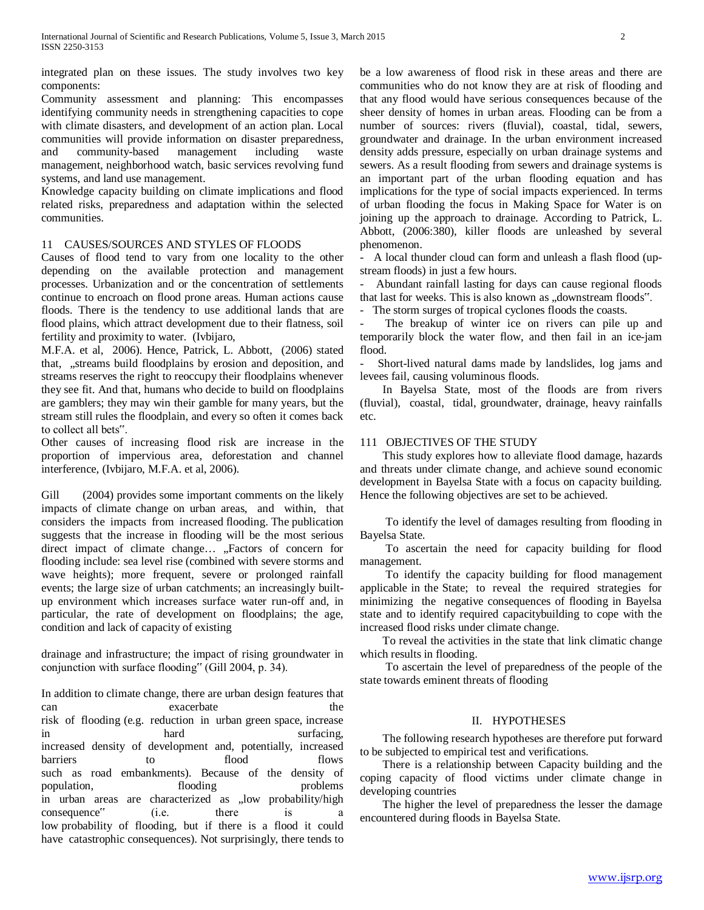integrated plan on these issues. The study involves two key components:

Community assessment and planning: This encompasses identifying community needs in strengthening capacities to cope with climate disasters, and development of an action plan. Local communities will provide information on disaster preparedness, and community-based management including waste management, neighborhood watch, basic services revolving fund systems, and land use management.

Knowledge capacity building on climate implications and flood related risks, preparedness and adaptation within the selected communities.

## 11 CAUSES/SOURCES AND STYLES OF FLOODS

Causes of flood tend to vary from one locality to the other depending on the available protection and management processes. Urbanization and or the concentration of settlements continue to encroach on flood prone areas. Human actions cause floods. There is the tendency to use additional lands that are flood plains, which attract development due to their flatness, soil fertility and proximity to water. (Ivbijaro, M.F.A. et al, 2006). Hence, Patrick, L. Abbott, (2006) stated that, „streams build floodplains by erosion and deposition, and streams reserves the right to reoccupy their floodplains whenever they see fit. And that, humans who decide to build on floodplains are gamblers; they may win their gamble for many years, but the stream still rules the floodplain, and every so often it comes back to collect all bets".

Other causes of increasing flood risk are increase in the proportion of impervious area, deforestation and channel interference, (Ivbijaro, M.F.A. et al, 2006).

Gill (2004) provides some important comments on the likely impacts of climate change on urban areas, and within, that considers the impacts from increased flooding. The publication suggests that the increase in flooding will be the most serious direct impact of climate change… „Factors of concern for flooding include: sea level rise (combined with severe storms and wave heights); more frequent, severe or prolonged rainfall events; the large size of urban catchments; an increasingly built-up environment which increases surface water run-off and, in particular, the rate of development on floodplains; the age, condition and lack of capacity of existing drainage and infrastructure; the impact of rising groundwater in conjunction with surface flooding" (Gill 2004, p. 34).

In addition to climate change, there are urban design features that can exacerbate the risk of flooding (e.g. reduction in urban green space, increase in hard surfacing, increased density of development and, potentially, increased barriers to flood flows such as road embankments). Because of the density of population, flooding problems in urban areas are characterized as „low probability/high consequence" (i.e. there is a low probability of flooding, but if there is a flood it could have catastrophic consequences). Not surprisingly, there tends to be a low awareness of flood risk in these areas and there are communities who do not know they are at risk of flooding and that any flood would have serious consequences because of the sheer density of homes in urban areas. Flooding can be from a number of sources: rivers (fluvial), coastal, tidal, sewers, groundwater and drainage. In the urban environment increased density adds pressure, especially on urban drainage systems and sewers. As a result flooding from sewers and drainage systems is an important part of the urban flooding equation and has implications for the type of social impacts experienced. In terms of urban flooding the focus in Making Space for Water is on joining up the approach to drainage. According to Patrick, L. Abbott, (2006:380), killer floods are unleashed by several phenomenon.

- A local thunder cloud can form and unleash a flash flood (up-stream floods) in just a few hours.
- Abundant rainfall lasting for days can cause regional floods that last for weeks. This is also known as „downstream floods".
- The storm surges of tropical cyclones floods the coasts.
- The breakup of winter ice on rivers can pile up and temporarily block the water flow, and then fail in an ice-jam flood.
- Short-lived natural dams made by landslides, log jams and levees fail, causing voluminous floods.

In Bayelsa State, most of the floods are from rivers (fluvial), coastal, tidal, groundwater, drainage, heavy rainfalls etc.

## 111 OBJECTIVES OF THE STUDY

This study explores how to alleviate flood damage, hazards and threats under climate change, and achieve sound economic development in Bayelsa State with a focus on capacity building. Hence the following objectives are set to be achieved.

To identify the level of damages resulting from flooding in Bayelsa State.

To ascertain the need for capacity building for flood management.

To identify the capacity building for flood management applicable in the State; to reveal the required strategies for minimizing the negative consequences of flooding in Bayelsa state and to identify required capacitybuilding to cope with the increased flood risks under climate change.

To reveal the activities in the state that link climatic change which results in flooding.

To ascertain the level of preparedness of the people of the state towards eminent threats of flooding

## II. HYPOTHESES

The following research hypotheses are therefore put forward to be subjected to empirical test and verifications.

There is a relationship between Capacity building and the coping capacity of flood victims under climate change in developing countries

The higher the level of preparedness the lesser the damage encountered during floods in Bayelsa State.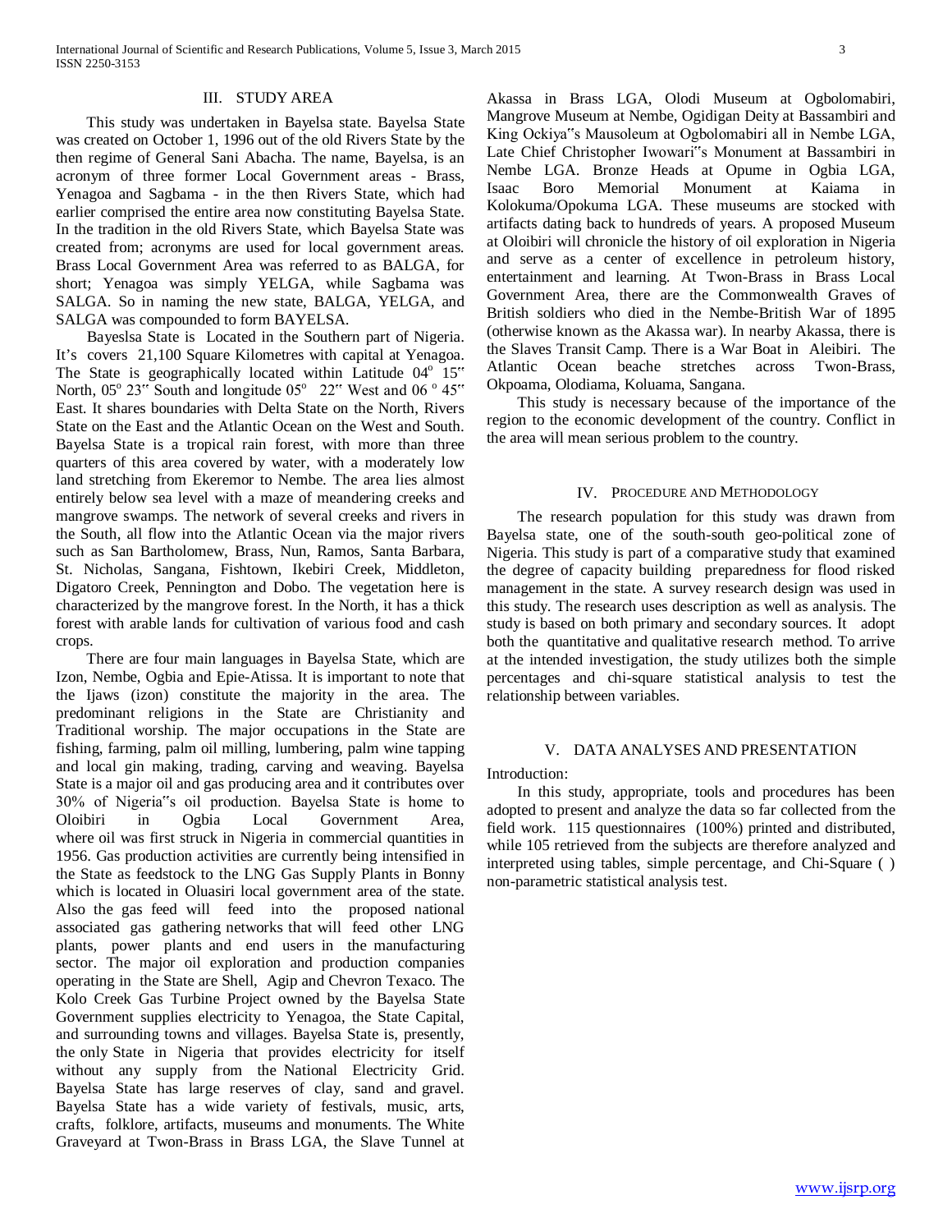## III. STUDY AREA

This study was undertaken in Bayelsa state. Bayelsa State was created on October 1, 1996 out of the old Rivers State by the then regime of General Sani Abacha. The name, Bayelsa, is an acronym of three former Local Government areas - Brass, Yenagoa and Sagbama - in the then Rivers State, which had earlier comprised the entire area now constituting Bayelsa State. In the tradition in the old Rivers State, which Bayelsa State was created from; acronyms are used for local government areas. Brass Local Government Area was referred to as BALGA, for short; Yenagoa was simply YELGA, while Sagbama was SALGA. So in naming the new state, BALGA, YELGA, and SALGA was compounded to form BAYELSA.

Bayeslsa State is Located in the Southern part of Nigeria. It's covers 21,100 Square Kilometres with capital at Yenagoa. The State is geographically located within Latitude 04° 15" North, 05° 23" South and longitude 05° 22" West and 06 ° 45" East. It shares boundaries with Delta State on the North, Rivers State on the East and the Atlantic Ocean on the West and South. Bayelsa State is a tropical rain forest, with more than three quarters of this area covered by water, with a moderately low land stretching from Ekeremor to Nembe. The area lies almost entirely below sea level with a maze of meandering creeks and mangrove swamps. The network of several creeks and rivers in the South, all flow into the Atlantic Ocean via the major rivers such as San Bartholomew, Brass, Nun, Ramos, Santa Barbara, St. Nicholas, Sangana, Fishtown, Ikebiri Creek, Middleton, Digatoro Creek, Pennington and Dobo. The vegetation here is characterized by the mangrove forest. In the North, it has a thick forest with arable lands for cultivation of various food and cash crops.

There are four main languages in Bayelsa State, which are Izon, Nembe, Ogbia and Epie-Atissa. It is important to note that the Ijaws (izon) constitute the majority in the area. The predominant religions in the State are Christianity and Traditional worship. The major occupations in the State are fishing, farming, palm oil milling, lumbering, palm wine tapping and local gin making, trading, carving and weaving. Bayelsa State is a major oil and gas producing area and it contributes over 30% of Nigeria"s oil production. Bayelsa State is home to Oloibiri in Ogbia Local Government Area, where oil was first struck in Nigeria in commercial quantities in 1956. Gas production activities are currently being intensified in the State as feedstock to the LNG Gas Supply Plants in Bonny which is located in Oluasiri local government area of the state. Also the gas feed will feed into the proposed national associated gas gathering networks that will feed other LNG plants, power plants and end users in the manufacturing sector. The major oil exploration and production companies operating in the State are Shell, Agip and Chevron Texaco. The Kolo Creek Gas Turbine Project owned by the Bayelsa State Government supplies electricity to Yenagoa, the State Capital, and surrounding towns and villages. Bayelsa State is, presently, the only State in Nigeria that provides electricity for itself without any supply from the National Electricity Grid. Bayelsa State has large reserves of clay, sand and gravel. Bayelsa State has a wide variety of festivals, music, arts, crafts, folklore, artifacts, museums and monuments. The White Graveyard at Twon-Brass in Brass LGA, the Slave Tunnel at Akassa in Brass LGA, Olodi Museum at Ogbolomabiri, Mangrove Museum at Nembe, Ogidigan Deity at Bassambiri and King Ockiya"s Mausoleum at Ogbolomabiri all in Nembe LGA, Late Chief Christopher Iwowari"s Monument at Bassambiri in Nembe LGA. Bronze Heads at Opume in Ogbia LGA, Isaac Boro Memorial Monument at Kaiama in Kolokuma/Opokuma LGA. These museums are stocked with artifacts dating back to hundreds of years. A proposed Museum at Oloibiri will chronicle the history of oil exploration in Nigeria and serve as a center of excellence in petroleum history, entertainment and learning. At Twon-Brass in Brass Local Government Area, there are the Commonwealth Graves of British soldiers who died in the Nembe-British War of 1895 (otherwise known as the Akassa war). In nearby Akassa, there is the Slaves Transit Camp. There is a War Boat in Aleibiri. The Atlantic Ocean beache stretches across Twon-Brass, Okpoama, Olodiama, Koluama, Sangana.

This study is necessary because of the importance of the region to the economic development of the country. Conflict in the area will mean serious problem to the country.

## IV. PROCEDURE AND METHODOLOGY

The research population for this study was drawn from Bayelsa state, one of the south-south geo-political zone of Nigeria. This study is part of a comparative study that examined the degree of capacity building preparedness for flood risked management in the state. A survey research design was used in this study. The research uses description as well as analysis. The study is based on both primary and secondary sources. It adopt both the quantitative and qualitative research method. To arrive at the intended investigation, the study utilizes both the simple percentages and chi-square statistical analysis to test the relationship between variables.

## V. DATA ANALYSES AND PRESENTATION

Introduction:

In this study, appropriate, tools and procedures has been adopted to present and analyze the data so far collected from the field work. 115 questionnaires (100%) printed and distributed, while 105 retrieved from the subjects are therefore analyzed and interpreted using tables, simple percentage, and Chi-Square ( ) non-parametric statistical analysis test.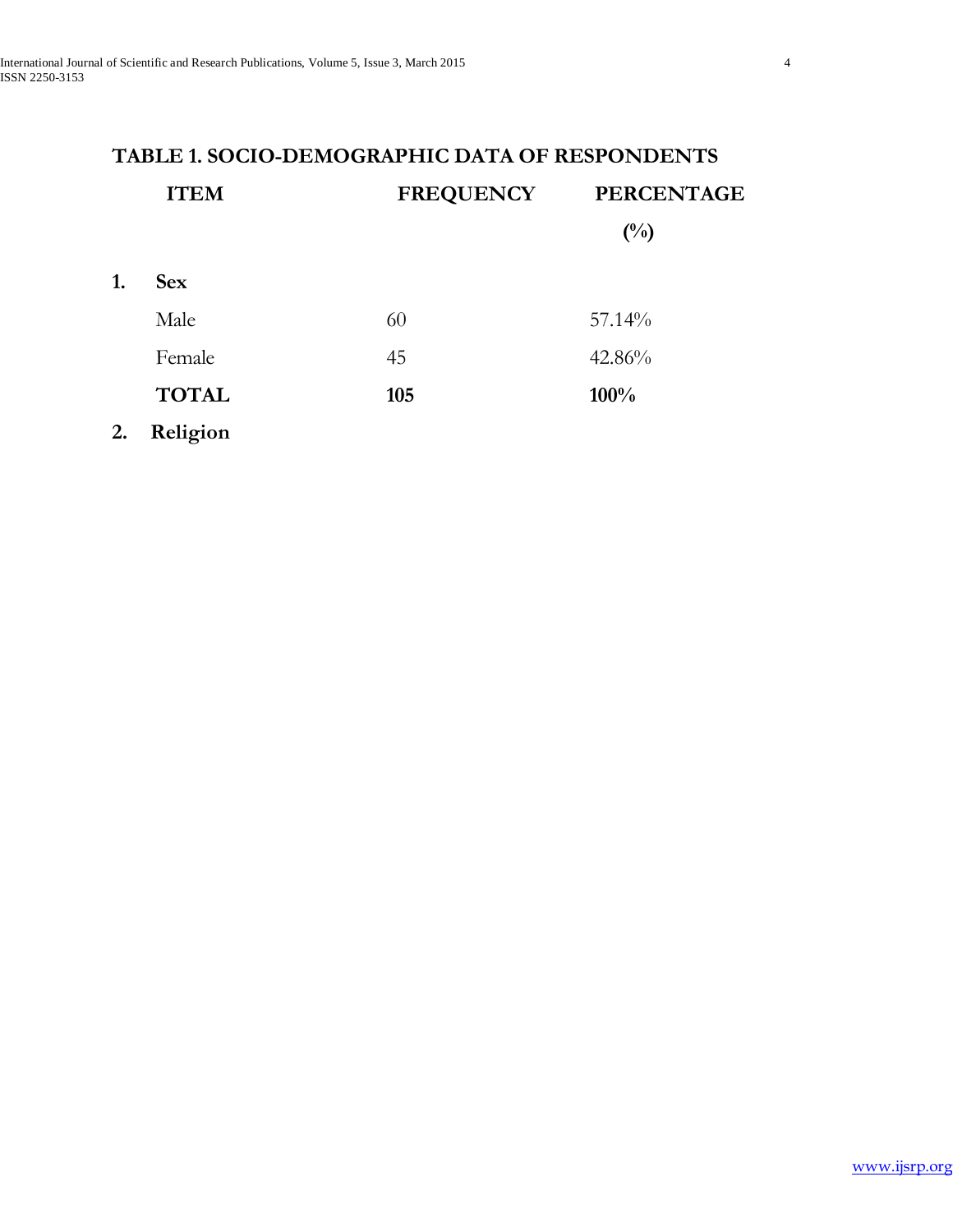## TABLE 1. SOCIO-DEMOGRAPHIC DATA OF RESPONDENTS

| ITEM | FREQUENCY | PERCENTAGE (%) |
|---|---|---|
| **1. Sex** | | |
| Male | 60 | 57.14% |
| Female | 45 | 42.86% |
| **TOTAL** | **105** | **100%** |
| **2. Religion** | | |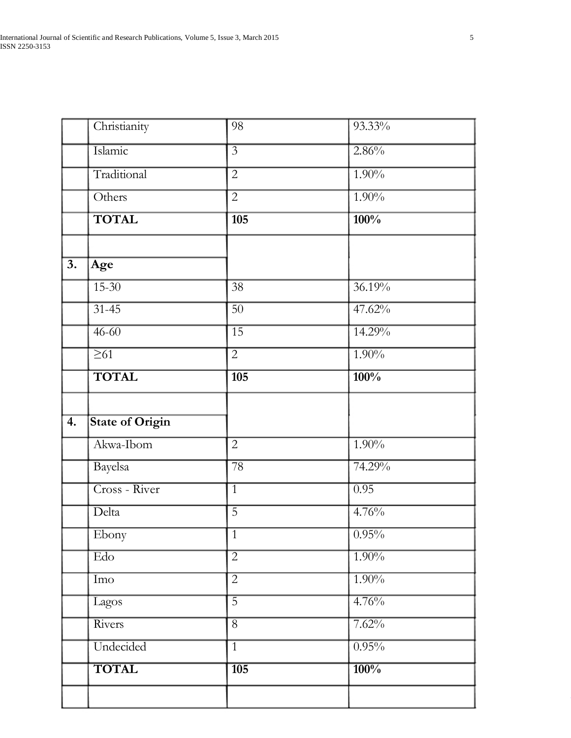|  |  |  |  |
|---|---|---|---|
|  | Christianity | 98 | 93.33% |
|  | Islamic | 3 | 2.86% |
|  | Traditional | 2 | 1.90% |
|  | Others | 2 | 1.90% |
|  | **TOTAL** | **105** | **100%** |
|  |  |  |  |
| **3.** | **Age** |  |  |
|  | 15-30 | 38 | 36.19% |
|  | 31-45 | 50 | 47.62% |
|  | 46-60 | 15 | 14.29% |
|  | ≥61 | 2 | 1.90% |
|  | **TOTAL** | **105** | **100%** |
|  |  |  |  |
| **4.** | **State of Origin** |  |  |
|  | Akwa-Ibom | 2 | 1.90% |
|  | Bayelsa | 78 | 74.29% |
|  | Cross - River | 1 | 0.95 |
|  | Delta | 5 | 4.76% |
|  | Ebony | 1 | 0.95% |
|  | Edo | 2 | 1.90% |
|  | Imo | 2 | 1.90% |
|  | Lagos | 5 | 4.76% |
|  | Rivers | 8 | 7.62% |
|  | Undecided | 1 | 0.95% |
|  | **TOTAL** | **105** | **100%** |
|  |  |  |  |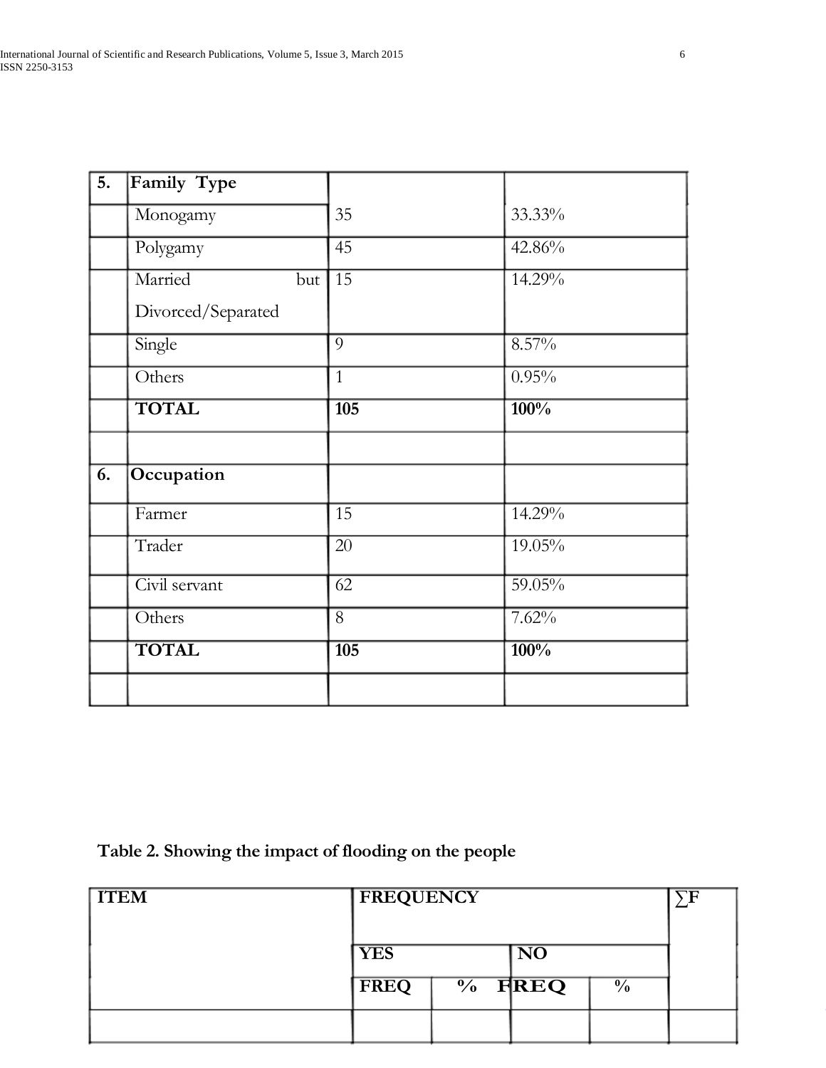| 5. | **Family Type** | | |
|---|---|---|---|
| | Monogamy | 35 | 33.33% |
| | Polygamy | 45 | 42.86% |
| | Married but Divorced/Separated | 15 | 14.29% |
| | Single | 9 | 8.57% |
| | Others | 1 | 0.95% |
| | **TOTAL** | **105** | **100%** |
| | | | |
| 6. | **Occupation** | | |
| | Farmer | 15 | 14.29% |
| | Trader | 20 | 19.05% |
| | Civil servant | 62 | 59.05% |
| | Others | 8 | 7.62% |
| | **TOTAL** | **105** | **100%** |
| | | | |

**Table 2. Showing the impact of flooding on the people**

| **ITEM** | **FREQUENCY** | | | | **∑F** |
|---|---|---|---|---|---|
| | **YES** | | **NO** | | |
| | **FREQ** | **%** | **FREQ** | **%** | |
| | | | | | |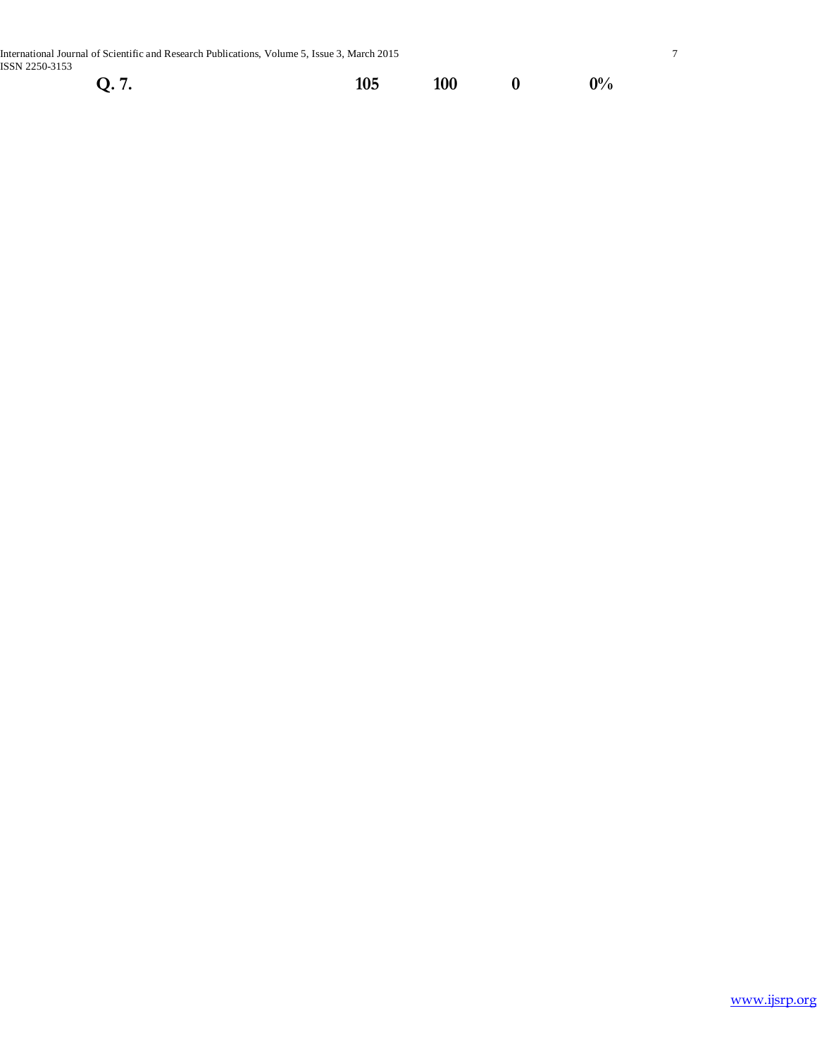| | | | | |
|---|---|---|---|---|
| **Q. 7.** | **105** | **100** | **0** | **0%** |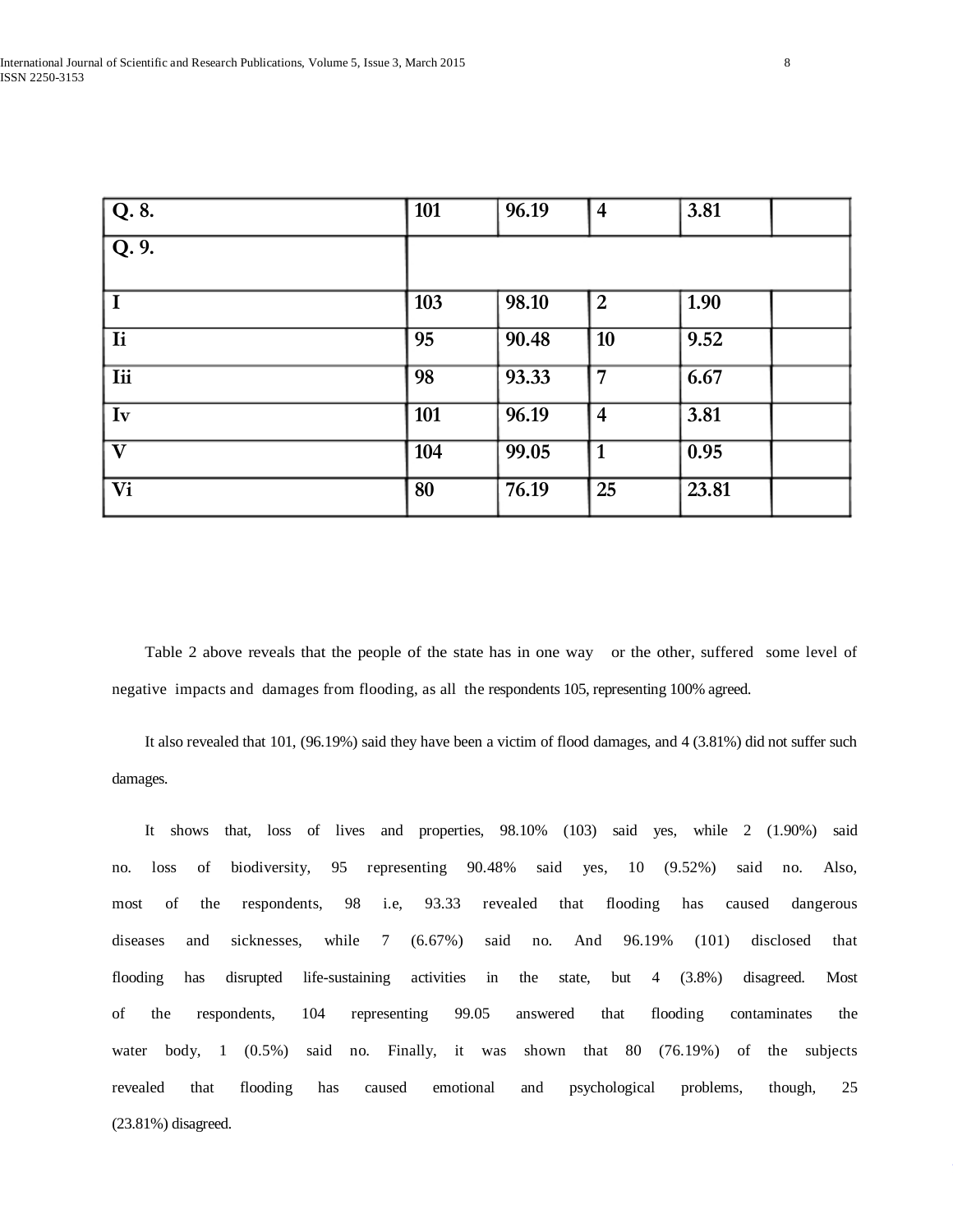| Q. 8. | 101 | 96.19 | 4 | 3.81 | |
|---|---|---|---|---|---|
| Q. 9. | | | | | |
| I | 103 | 98.10 | 2 | 1.90 | |
| Ii | 95 | 90.48 | 10 | 9.52 | |
| Iii | 98 | 93.33 | 7 | 6.67 | |
| Iv | 101 | 96.19 | 4 | 3.81 | |
| V | 104 | 99.05 | 1 | 0.95 | |
| Vi | 80 | 76.19 | 25 | 23.81 | |

Table 2 above reveals that the people of the state has in one way or the other, suffered some level of negative impacts and damages from flooding, as all the respondents 105, representing 100% agreed.

It also revealed that 101, (96.19%) said they have been a victim of flood damages, and 4 (3.81%) did not suffer such damages.

It shows that, loss of lives and properties, 98.10% (103) said yes, while 2 (1.90%) said no. loss of biodiversity, 95 representing 90.48% said yes, 10 (9.52%) said no. Also, most of the respondents, 98 i.e, 93.33 revealed that flooding has caused dangerous diseases and sicknesses, while 7 (6.67%) said no. And 96.19% (101) disclosed that flooding has disrupted life-sustaining activities in the state, but 4 (3.8%) disagreed. Most of the respondents, 104 representing 99.05 answered that flooding contaminates the water body, 1 (0.5%) said no. Finally, it was shown that 80 (76.19%) of the subjects revealed that flooding has caused emotional and psychological problems, though, 25 (23.81%) disagreed.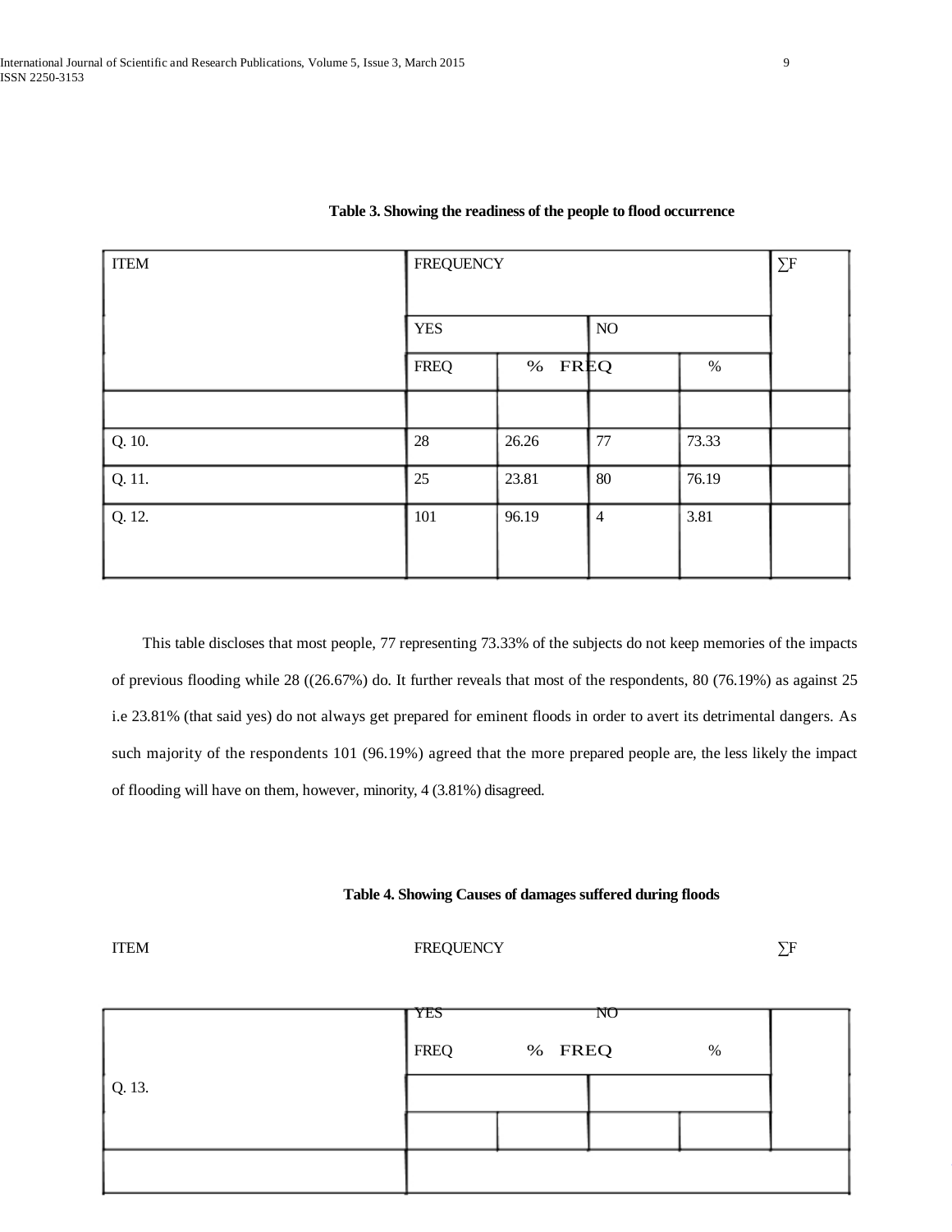**Table 3. Showing the readiness of the people to flood occurrence**

| ITEM | FREQUENCY | | | | ∑F |
|---|---|---|---|---|---|
| | YES | | NO | | |
| | FREQ | % | FREQ | % | |
| | | | | | |
| Q. 10. | 28 | 26.26 | 77 | 73.33 | |
| Q. 11. | 25 | 23.81 | 80 | 76.19 | |
| Q. 12. | 101 | 96.19 | 4 | 3.81 | |

This table discloses that most people, 77 representing 73.33% of the subjects do not keep memories of the impacts of previous flooding while 28 ((26.67%) do. It further reveals that most of the respondents, 80 (76.19%) as against 25 i.e 23.81% (that said yes) do not always get prepared for eminent floods in order to avert its detrimental dangers. As such majority of the respondents 101 (96.19%) agreed that the more prepared people are, the less likely the impact of flooding will have on them, however, minority, 4 (3.81%) disagreed.

**Table 4. Showing Causes of damages suffered during floods**

| ITEM | FREQUENCY | | | | ∑F |
|---|---|---|---|---|---|
| | YES | | NO | | |
| | FREQ | % | FREQ | % | |
| Q. 13. | | | | | |
| | | | | | |
| | | | | | |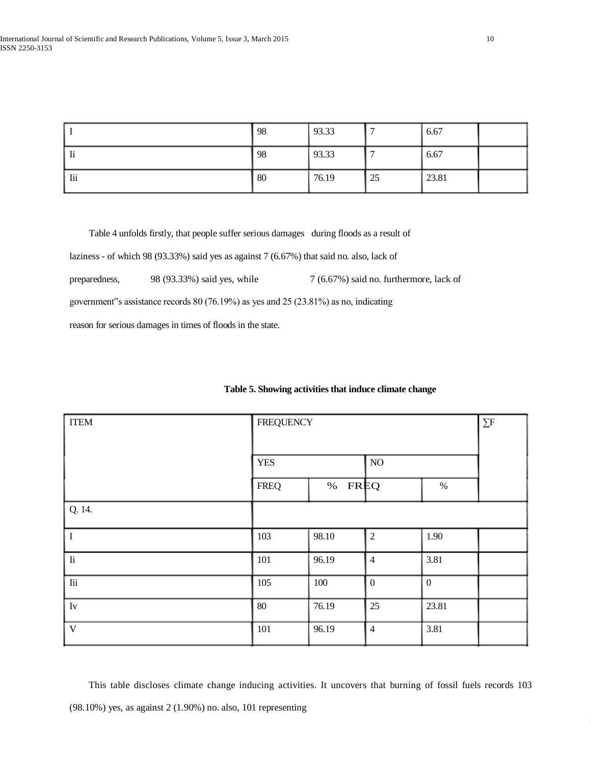| | | | | | |
|---|---|---|---|---|---|
| I | 98 | 93.33 | 7 | 6.67 | |
| Ii | 98 | 93.33 | 7 | 6.67 | |
| Iii | 80 | 76.19 | 25 | 23.81 | |

Table 4 unfolds firstly, that people suffer serious damages during floods as a result of laziness - of which 98 (93.33%) said yes as against 7 (6.67%) that said no. also, lack of preparedness, 98 (93.33%) said yes, while 7 (6.67%) said no. furthermore, lack of government"s assistance records 80 (76.19%) as yes and 25 (23.81%) as no, indicating reason for serious damages in times of floods in the state.

**Table 5. Showing activities that induce climate change**

| ITEM | FREQUENCY | | | | ∑F |
|---|---|---|---|---|---|
| | YES | | NO | | |
| | FREQ | % | FREQ | % | |
| Q. 14. | | | | | |
| I | 103 | 98.10 | 2 | 1.90 | |
| Ii | 101 | 96.19 | 4 | 3.81 | |
| Iii | 105 | 100 | 0 | 0 | |
| Iv | 80 | 76.19 | 25 | 23.81 | |
| V | 101 | 96.19 | 4 | 3.81 | |

This table discloses climate change inducing activities. It uncovers that burning of fossil fuels records 103 (98.10%) yes, as against 2 (1.90%) no. also, 101 representing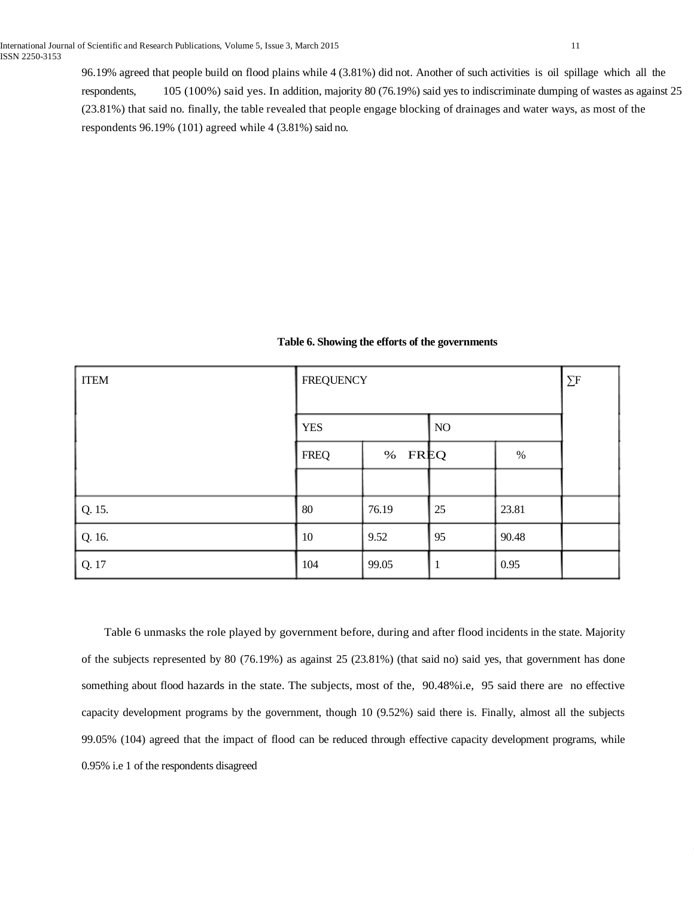96.19% agreed that people build on flood plains while 4 (3.81%) did not. Another of such activities is oil spillage which all the respondents, 105 (100%) said yes. In addition, majority 80 (76.19%) said yes to indiscriminate dumping of wastes as against 25 (23.81%) that said no. finally, the table revealed that people engage blocking of drainages and water ways, as most of the respondents 96.19% (101) agreed while 4 (3.81%) said no.

**Table 6. Showing the efforts of the governments**

| ITEM | FREQUENCY | | | | ∑F |
|---|---|---|---|---|---|
| | YES | | NO | | |
| | FREQ | % | FREQ | % | |
| Q. 15. | 80 | 76.19 | 25 | 23.81 | |
| Q. 16. | 10 | 9.52 | 95 | 90.48 | |
| Q. 17 | 104 | 99.05 | 1 | 0.95 | |

Table 6 unmasks the role played by government before, during and after flood incidents in the state. Majority of the subjects represented by 80 (76.19%) as against 25 (23.81%) (that said no) said yes, that government has done something about flood hazards in the state. The subjects, most of the, 90.48%i.e, 95 said there are no effective capacity development programs by the government, though 10 (9.52%) said there is. Finally, almost all the subjects 99.05% (104) agreed that the impact of flood can be reduced through effective capacity development programs, while 0.95% i.e 1 of the respondents disagreed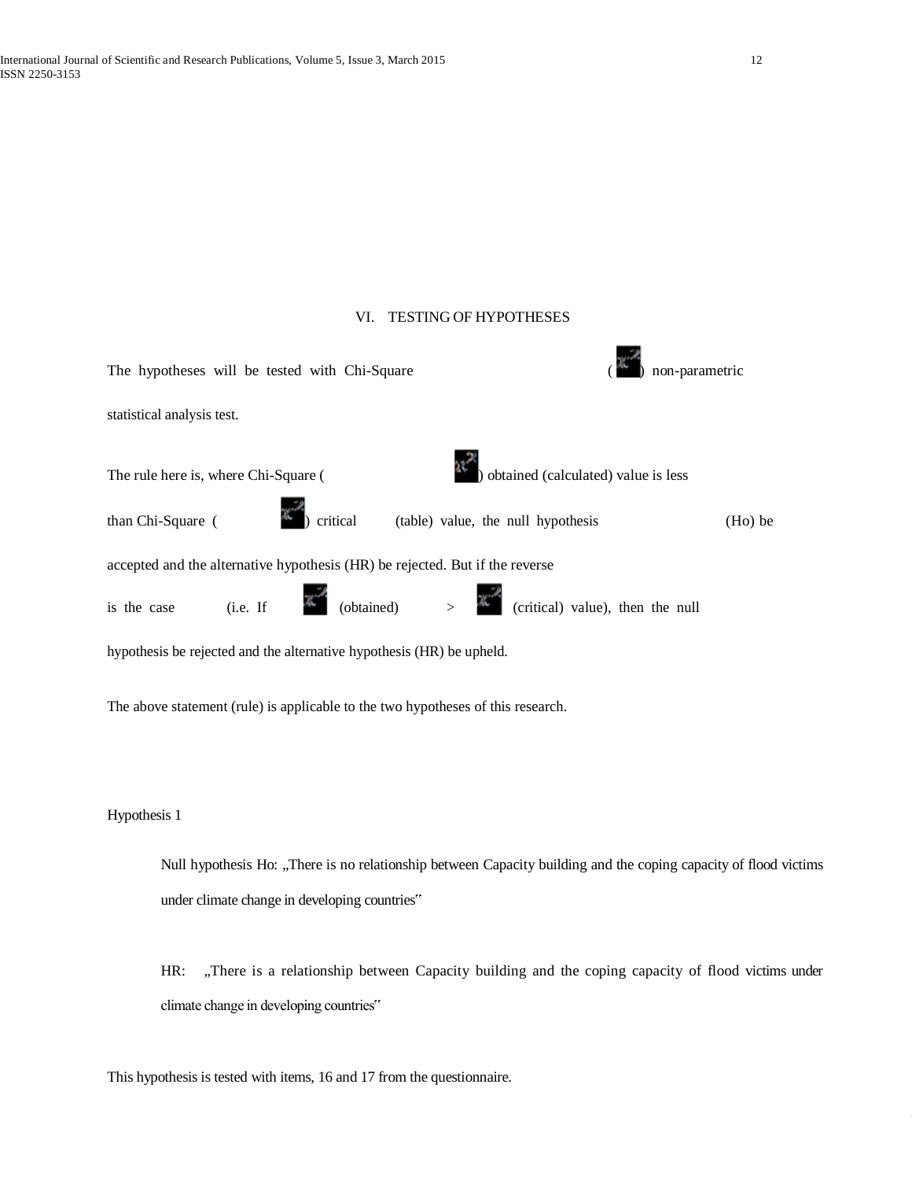## VI. TESTING OF HYPOTHESES

The hypotheses will be tested with Chi-Square ($x^2$) non-parametric statistical analysis test.

The rule here is, where Chi-Square ($x^2$) obtained (calculated) value is less than Chi-Square ($x^2$) critical (table) value, the null hypothesis (Ho) be accepted and the alternative hypothesis (HR) be rejected. But if the reverse is the case (i.e. If $x^2$ (obtained) > $x^2$ (critical) value), then the null hypothesis be rejected and the alternative hypothesis (HR) be upheld.

The above statement (rule) is applicable to the two hypotheses of this research.

Hypothesis 1

> Null hypothesis Ho: „There is no relationship between Capacity building and the coping capacity of flood victims under climate change in developing countries"
>
> HR: „There is a relationship between Capacity building and the coping capacity of flood victims under climate change in developing countries"

This hypothesis is tested with items, 16 and 17 from the questionnaire.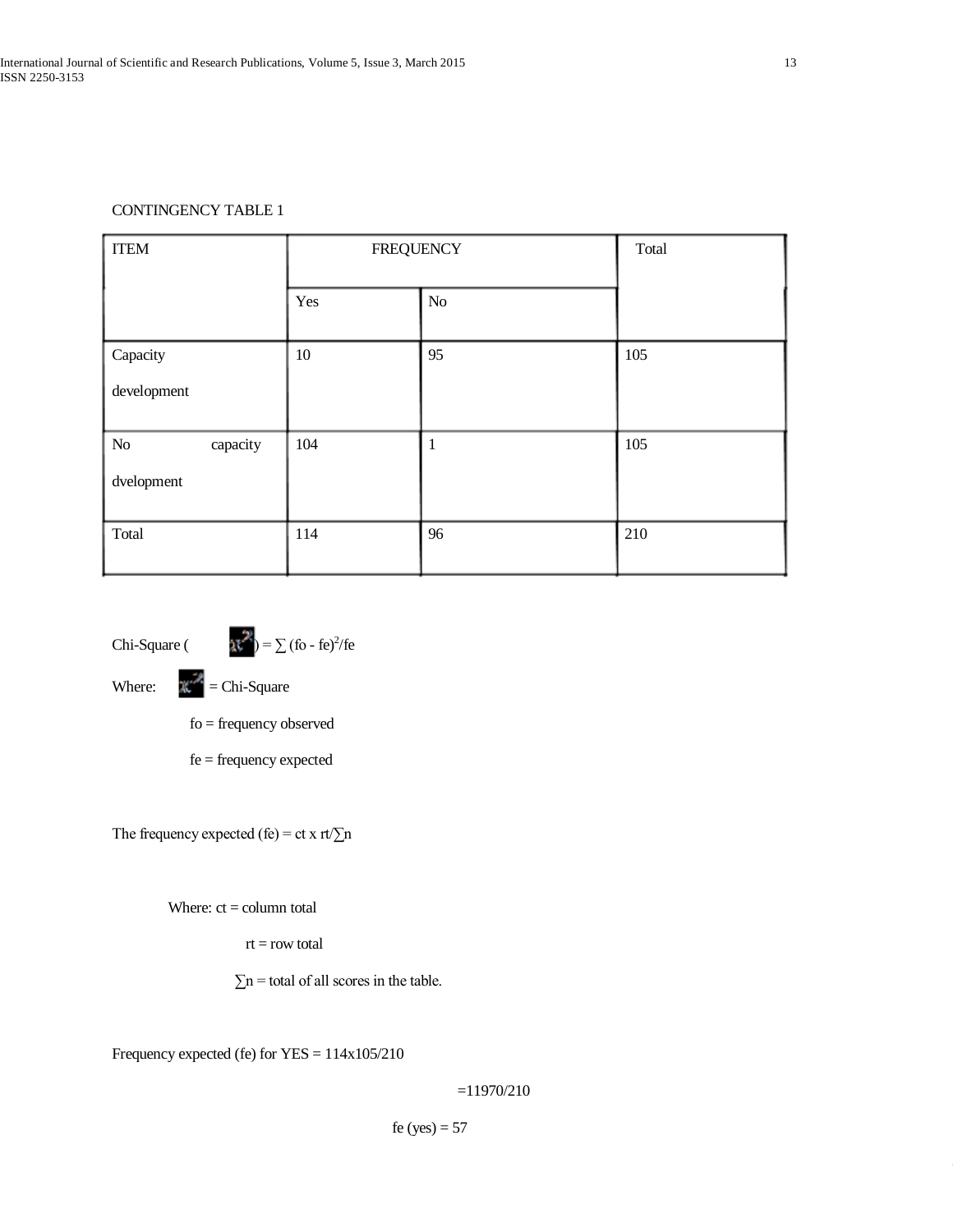CONTINGENCY TABLE 1

| ITEM | FREQUENCY | | Total |
|---|---|---|---|
| | Yes | No | |
| Capacity development | 10 | 95 | 105 |
| No capacity dvelopment | 104 | 1 | 105 |
| Total | 114 | 96 | 210 |

Chi-Square ($\chi^2$) = $\sum (fo - fe)^2/fe$

Where: $\chi^2$ = Chi-Square

fo = frequency observed

fe = frequency expected

The frequency expected (fe) = ct x rt/$\sum$n

Where: ct = column total

rt = row total

$\sum$n = total of all scores in the table.

Frequency expected (fe) for YES = 114x105/210

=11970/210

fe (yes) = 57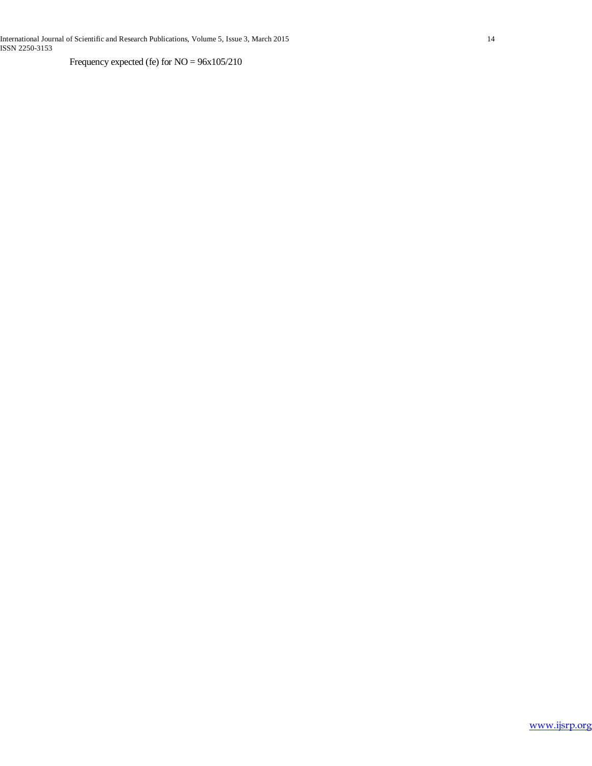Frequency expected (fe) for NO = 96x105/210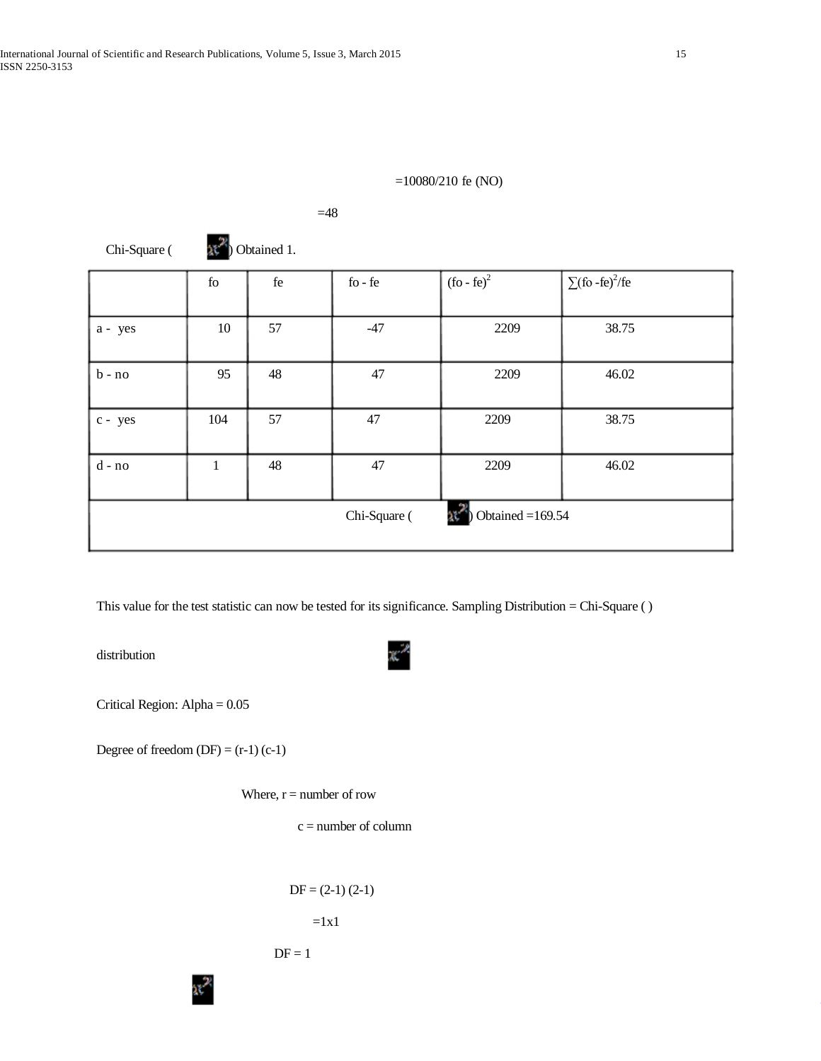=10080/210 fe (NO)

=48

Chi-Square ($\chi^2$) Obtained 1.

| | fo | fe | fo - fe | $(fo - fe)^2$ | $\sum(fo - fe)^2/fe$ |
|---|---|---|---|---|---|
| a - yes | 10 | 57 | -47 | 2209 | 38.75 |
| b - no | 95 | 48 | 47 | 2209 | 46.02 |
| c - yes | 104 | 57 | 47 | 2209 | 38.75 |
| d - no | 1 | 48 | 47 | 2209 | 46.02 |
| Chi-Square ($\chi^2$) Obtained =169.54 | | | | | |

This value for the test statistic can now be tested for its significance. Sampling Distribution = Chi-Square ( )

distribution $\chi^2$

Critical Region: Alpha = 0.05

Degree of freedom (DF) = (r-1) (c-1)

Where, r = number of row

c = number of column

DF = (2-1) (2-1)

=1x1

DF = 1

$\chi^2$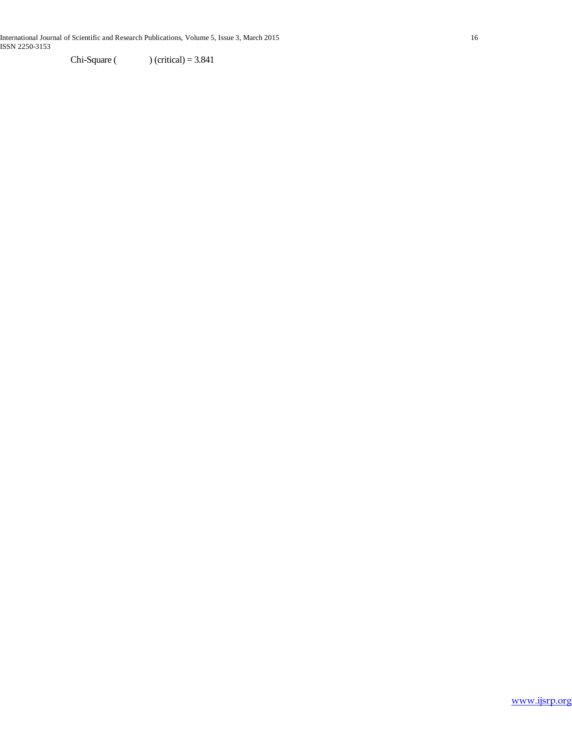Chi-Square ( ) (critical) = 3.841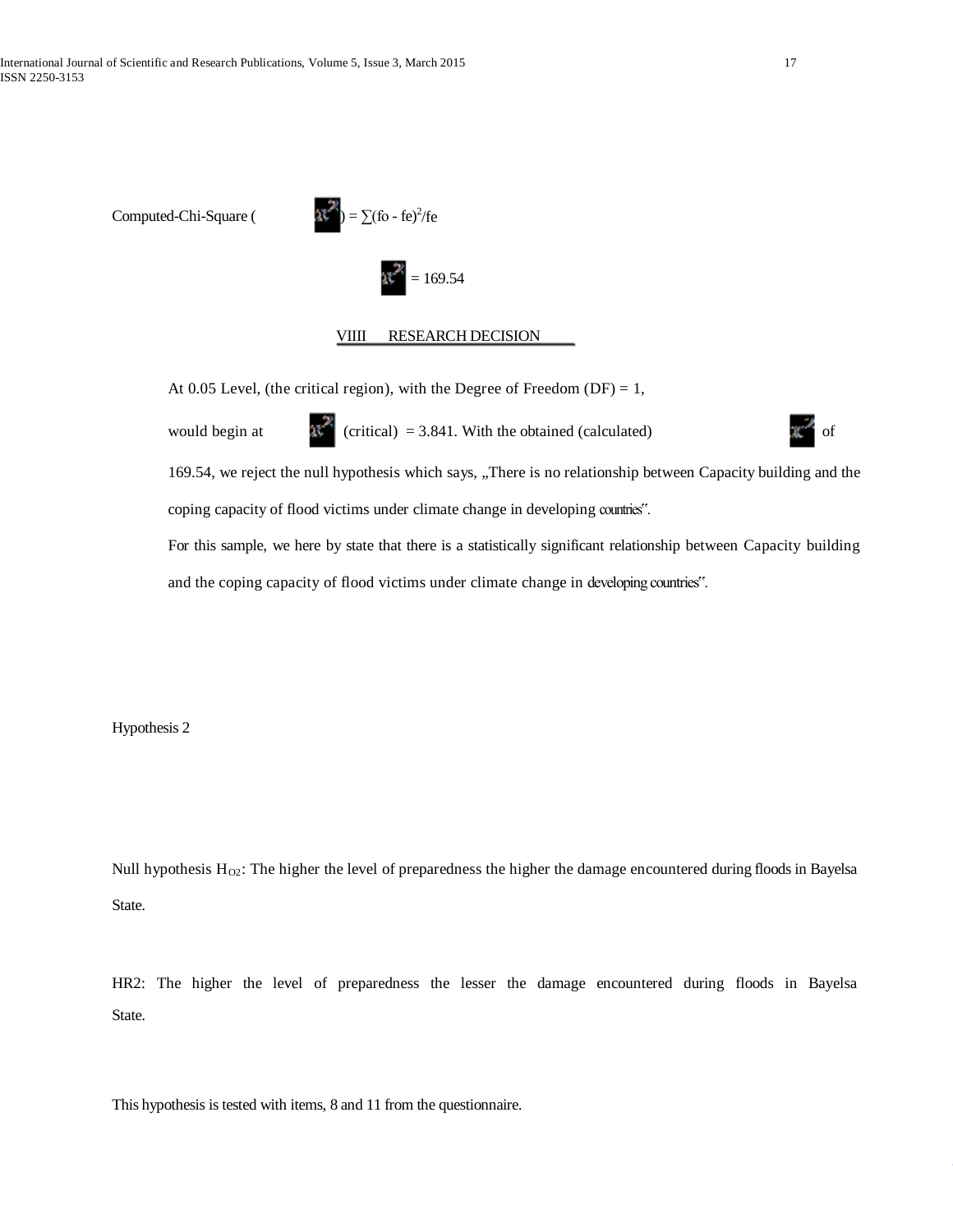Computed-Chi-Square ($x^2$) = $\sum(fo - fe)^2/fe$

$$x^2 = 169.54$$

## VIIII RESEARCH DECISION

At 0.05 Level, (the critical region), with the Degree of Freedom (DF) = 1, would begin at $x^2$ (critical) = 3.841. With the obtained (calculated) $x^2$ of 169.54, we reject the null hypothesis which says, „There is no relationship between Capacity building and the coping capacity of flood victims under climate change in developing countries".

For this sample, we here by state that there is a statistically significant relationship between Capacity building and the coping capacity of flood victims under climate change in developing countries".

Hypothesis 2

Null hypothesis $H_{O2}$: The higher the level of preparedness the higher the damage encountered during floods in Bayelsa State.

HR2: The higher the level of preparedness the lesser the damage encountered during floods in Bayelsa State.

This hypothesis is tested with items, 8 and 11 from the questionnaire.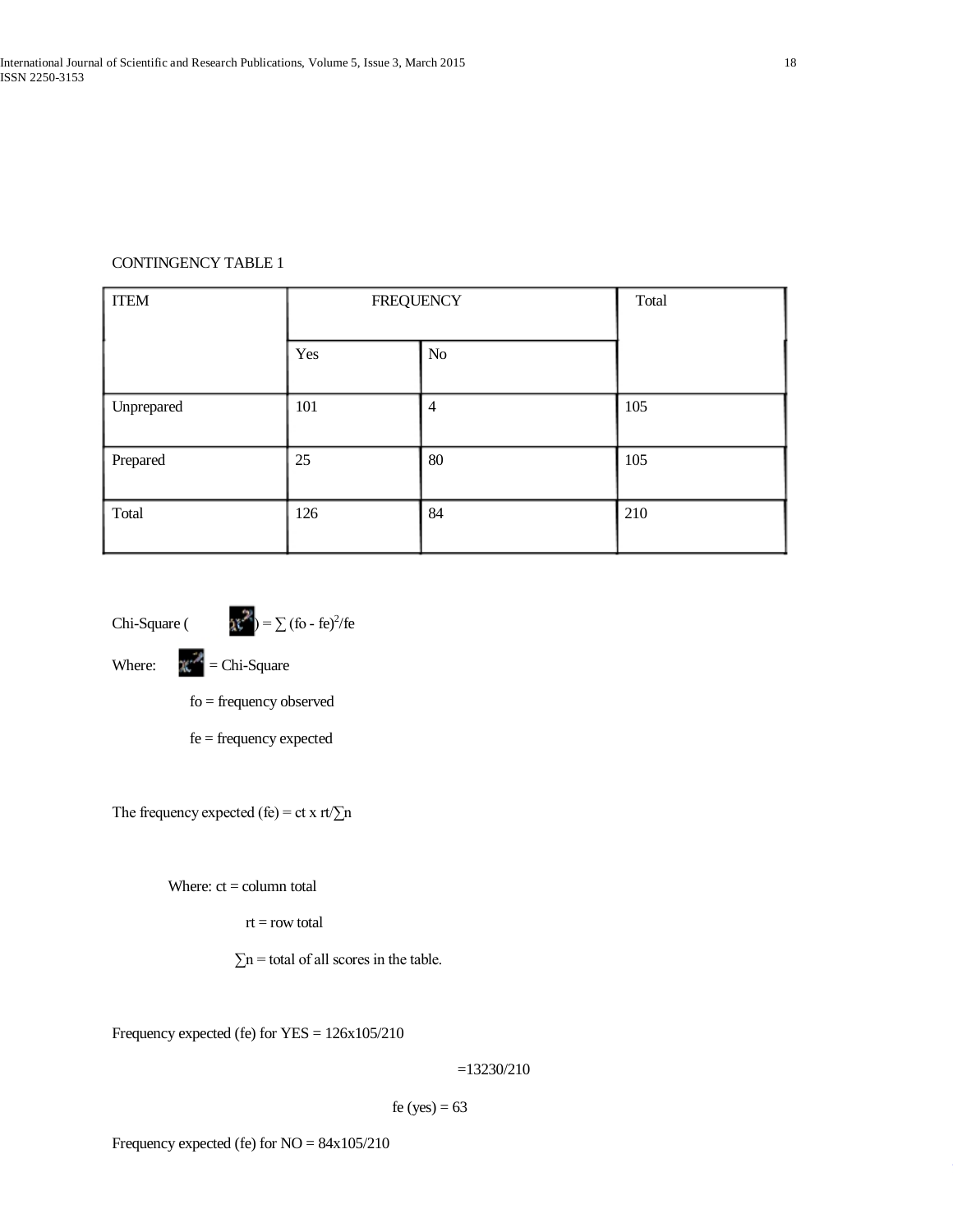CONTINGENCY TABLE 1

| ITEM | FREQUENCY | | Total |
|---|---|---|---|
| | Yes | No | |
| Unprepared | 101 | 4 | 105 |
| Prepared | 25 | 80 | 105 |
| Total | 126 | 84 | 210 |

Chi-Square ($\chi^2$) = $\sum (fo - fe)^2/fe$

Where: $\chi^2$ = Chi-Square

fo = frequency observed

fe = frequency expected

The frequency expected (fe) = ct x rt/$\sum$n

Where: ct = column total

rt = row total

$\sum$n = total of all scores in the table.

Frequency expected (fe) for YES = 126x105/210

=13230/210

fe (yes) = 63

Frequency expected (fe) for NO = 84x105/210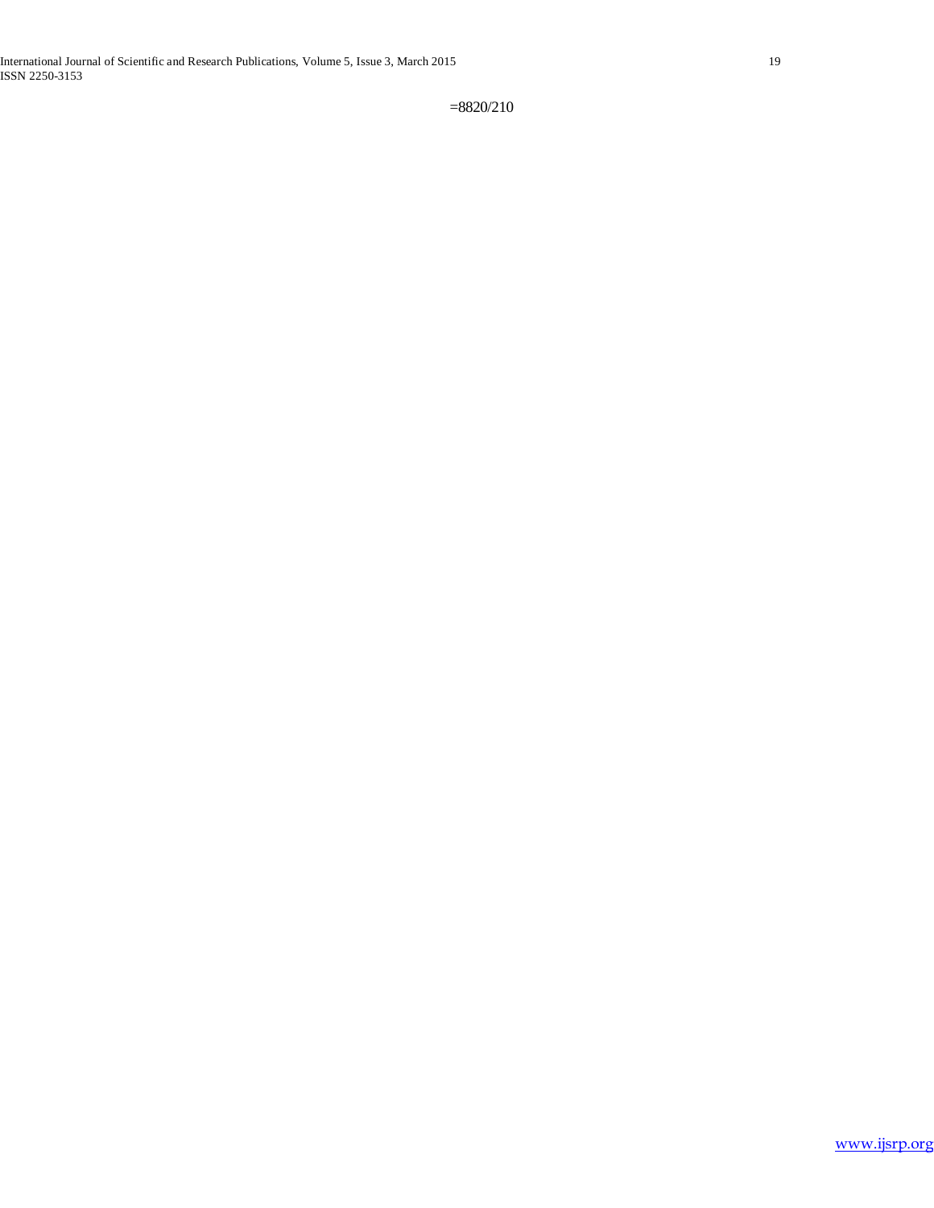=8820/210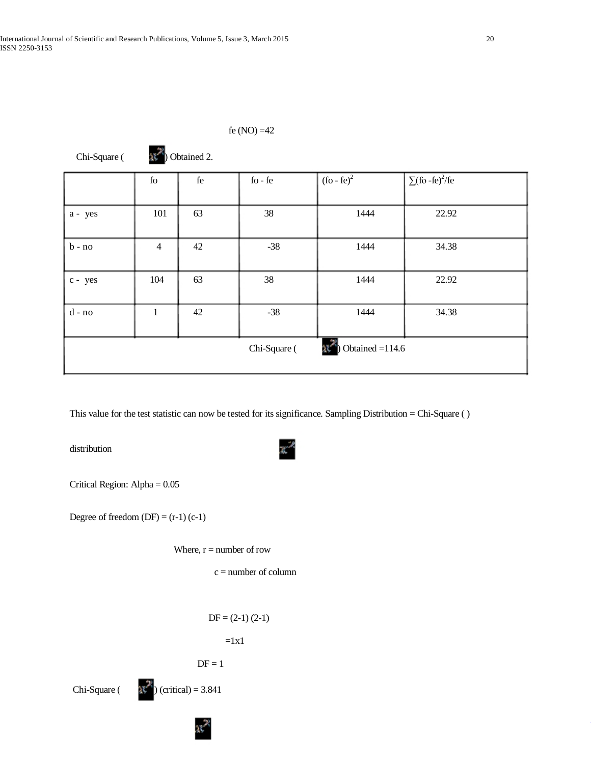fe (NO) =42

Chi-Square ($\chi^2$) Obtained 2.

| | fo | fe | fo - fe | $(fo - fe)^2$ | $\sum(fo - fe)^2/fe$ |
|---|---|---|---|---|---|
| a - yes | 101 | 63 | 38 | 1444 | 22.92 |
| b - no | 4 | 42 | -38 | 1444 | 34.38 |
| c - yes | 104 | 63 | 38 | 1444 | 22.92 |
| d - no | 1 | 42 | -38 | 1444 | 34.38 |
| | | | Chi-Square ($\chi^2$) Obtained =114.6 | | |

This value for the test statistic can now be tested for its significance. Sampling Distribution = Chi-Square ( ) distribution $\chi^2$

Critical Region: Alpha = 0.05

Degree of freedom (DF) = (r-1) (c-1)

Where, r = number of row

c = number of column

DF = (2-1) (2-1)

=1x1

DF = 1

Chi-Square ($\chi^2$) (critical) = 3.841

$\chi^2$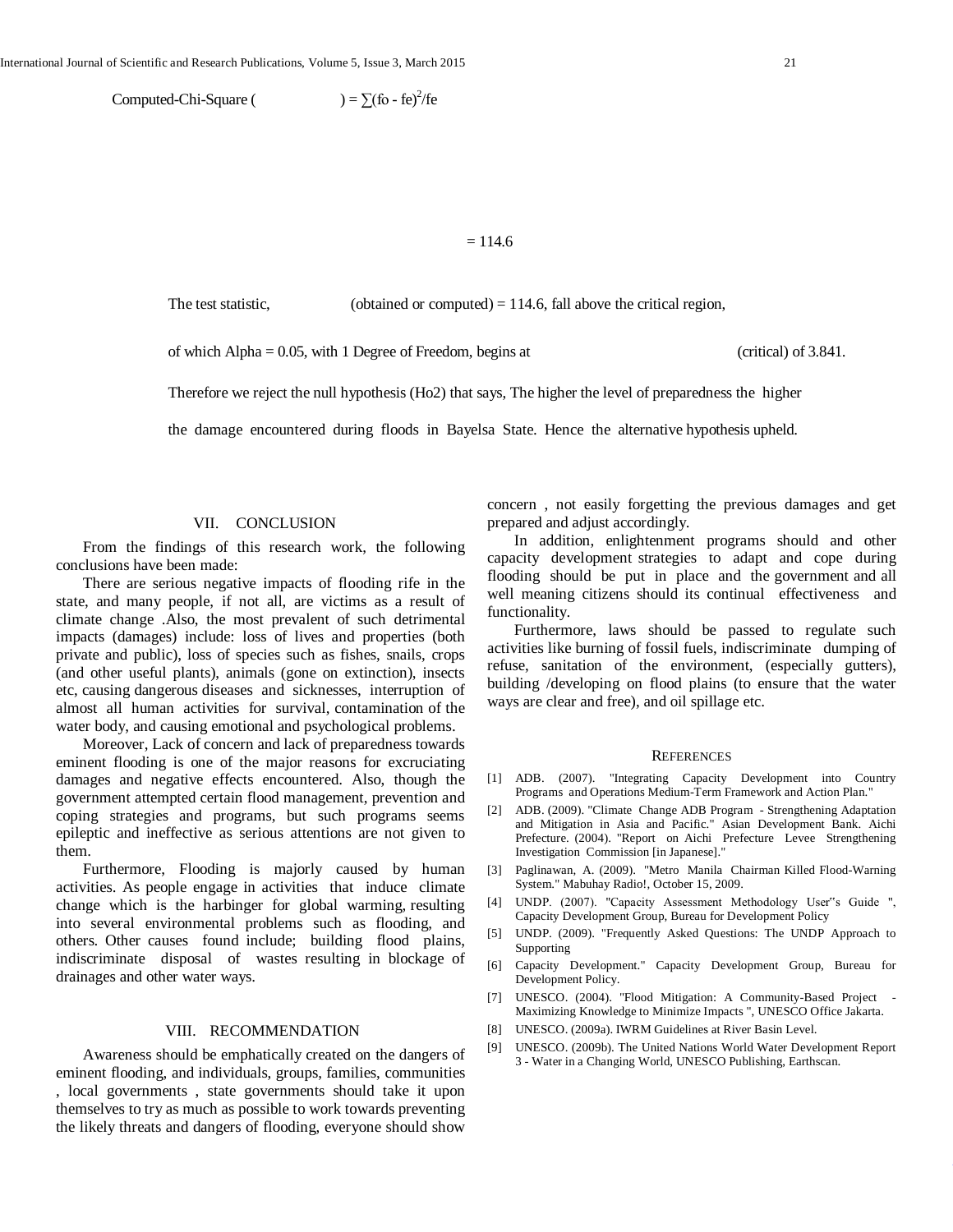Computed-Chi-Square ( ) = $\sum(fo - fe)^2/fe$

= 114.6

The test statistic, (obtained or computed) = 114.6, fall above the critical region,

of which Alpha = 0.05, with 1 Degree of Freedom, begins at (critical) of 3.841.

Therefore we reject the null hypothesis (Ho2) that says, The higher the level of preparedness the higher the damage encountered during floods in Bayelsa State. Hence the alternative hypothesis upheld.

## VII. CONCLUSION

From the findings of this research work, the following conclusions have been made:

There are serious negative impacts of flooding rife in the state, and many people, if not all, are victims as a result of climate change .Also, the most prevalent of such detrimental impacts (damages) include: loss of lives and properties (both private and public), loss of species such as fishes, snails, crops (and other useful plants), animals (gone on extinction), insects etc, causing dangerous diseases and sicknesses, interruption of almost all human activities for survival, contamination of the water body, and causing emotional and psychological problems.

Moreover, Lack of concern and lack of preparedness towards eminent flooding is one of the major reasons for excruciating damages and negative effects encountered. Also, though the government attempted certain flood management, prevention and coping strategies and programs, but such programs seems epileptic and ineffective as serious attentions are not given to them.

Furthermore, Flooding is majorly caused by human activities. As people engage in activities that induce climate change which is the harbinger for global warming, resulting into several environmental problems such as flooding, and others. Other causes found include; building flood plains, indiscriminate disposal of wastes resulting in blockage of drainages and other water ways.

## VIII. RECOMMENDATION

Awareness should be emphatically created on the dangers of eminent flooding, and individuals, groups, families, communities , local governments , state governments should take it upon themselves to try as much as possible to work towards preventing the likely threats and dangers of flooding, everyone should show concern , not easily forgetting the previous damages and get prepared and adjust accordingly.

In addition, enlightenment programs should and other capacity development strategies to adapt and cope during flooding should be put in place and the government and all well meaning citizens should its continual effectiveness and functionality.

Furthermore, laws should be passed to regulate such activities like burning of fossil fuels, indiscriminate dumping of refuse, sanitation of the environment, (especially gutters), building /developing on flood plains (to ensure that the water ways are clear and free), and oil spillage etc.

## REFERENCES

[1] ADB. (2007). "Integrating Capacity Development into Country Programs and Operations Medium-Term Framework and Action Plan."

[2] ADB. (2009). "Climate Change ADB Program - Strengthening Adaptation and Mitigation in Asia and Pacific." Asian Development Bank. Aichi Prefecture. (2004). "Report on Aichi Prefecture Levee Strengthening Investigation Commission [in Japanese]."

[3] Paglinawan, A. (2009). "Metro Manila Chairman Killed Flood-Warning System." Mabuhay Radio!, October 15, 2009.

[4] UNDP. (2007). "Capacity Assessment Methodology User"s Guide ", Capacity Development Group, Bureau for Development Policy

[5] UNDP. (2009). "Frequently Asked Questions: The UNDP Approach to Supporting

[6] Capacity Development." Capacity Development Group, Bureau for Development Policy.

[7] UNESCO. (2004). "Flood Mitigation: A Community-Based Project - Maximizing Knowledge to Minimize Impacts ", UNESCO Office Jakarta.

[8] UNESCO. (2009a). IWRM Guidelines at River Basin Level.

[9] UNESCO. (2009b). The United Nations World Water Development Report 3 - Water in a Changing World, UNESCO Publishing, Earthscan.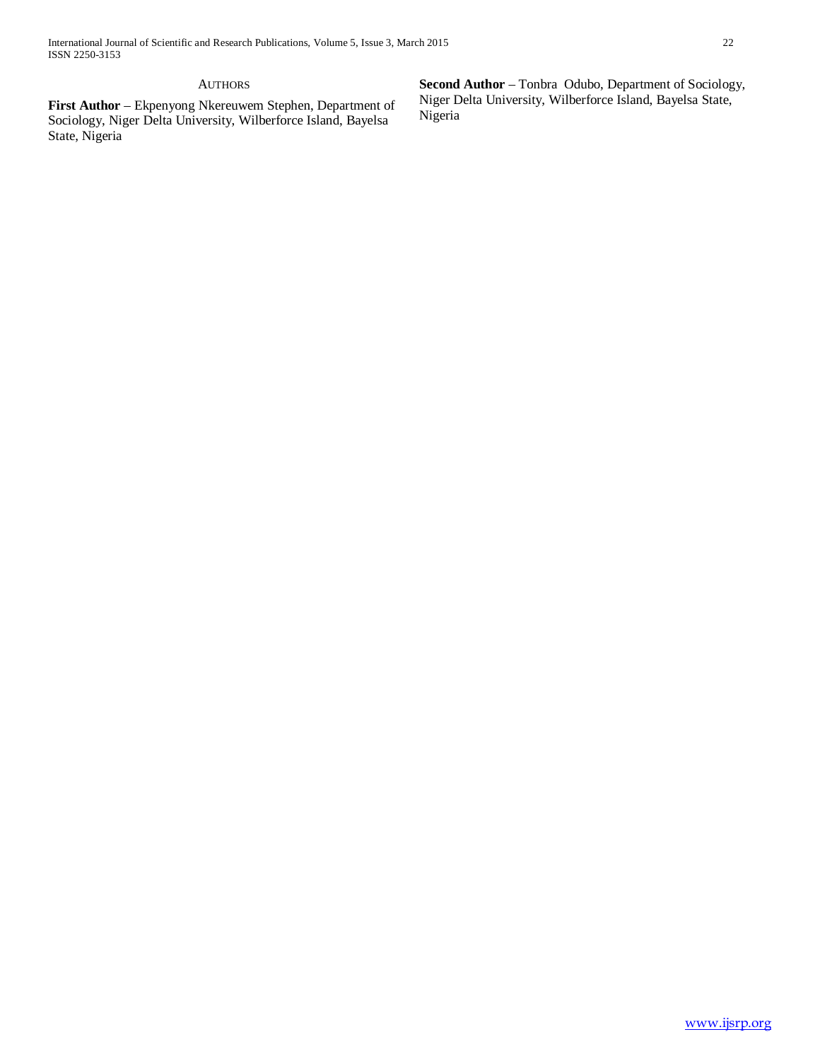## AUTHORS

**First Author** – Ekpenyong Nkereuwem Stephen, Department of Sociology, Niger Delta University, Wilberforce Island, Bayelsa State, Nigeria

**Second Author** – Tonbra Odubo, Department of Sociology, Niger Delta University, Wilberforce Island, Bayelsa State, Nigeria